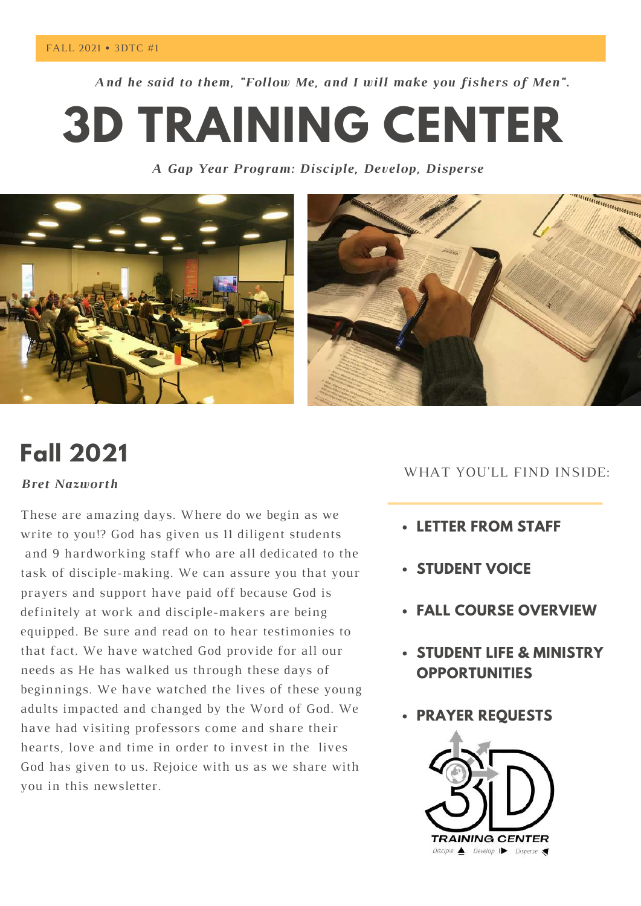FALL 2021 • 3DTC #1

*And he said to them, "Follow Me, and I will make you fishers of Men".*

# 3D TRAINING CENTER

*A Gap Year Program: Disciple, Develop, Disperse*

## Fall 2021

*Bret Nazworth*

These are amazing days. Where do we begin as we write to you!? God has given us 11 diligent students and 9 hardworking staff who are all dedicated to the task of disciple-making. We can assure you that your prayers and support have paid off because God is definitely at work and disciple-makers are being equipped. Be sure and read on to hear testimonies to that fact. We have watched God provide for all our needs as He has walked us through these days of beginnings. We have watched the lives of these young adults impacted and changed by the Word of God. We have had visiting professors come and share their hearts, love and time in order to invest in the lives God has given to us. Rejoice with us as we share with you in this newsletter.

WHAT YOU'LL FIND INSIDE:

- **LETTER FROM STAFF**
- **STUDENT VOICE**
- **FALL COURSE OVERVIEW**
- **STUDENT LIFE & MINISTRY OPPORTUNITIES**
- **PRAYER REQUESTS**

TRAINING CENTER

Disciple Develop Disperse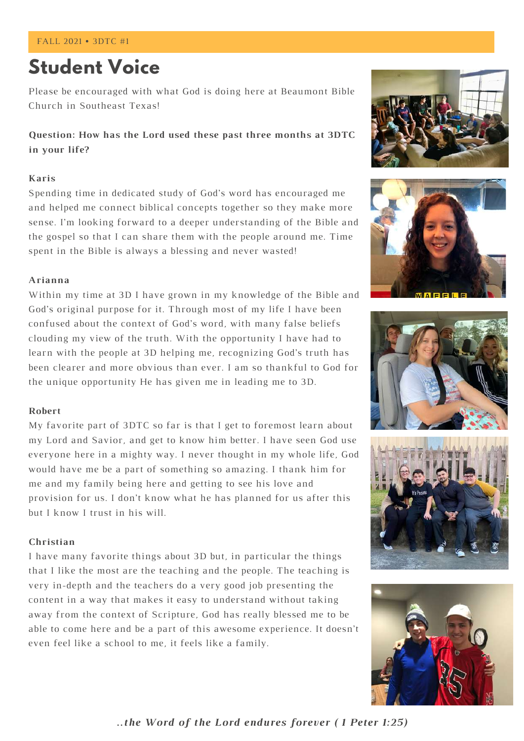FALL 2021 • 3DTC #1

# Student Voice

Please be encouraged with what God is doing here at Beaumont Bible Church in Southeast Texas!

**Question: How has the Lord used these past three months at 3DTC in your life?**

**Karis**

Spending time in dedicated study of God's word has encouraged me and helped me connect biblical concepts together so they make more sense. I'm looking forward to a deeper understanding of the Bible and the gospel so that I can share them with the people around me. Time spent in the Bible is always a blessing and never wasted!

**Arianna**

Within my time at 3D I have grown in my knowledge of the Bible and God's original purpose for it. Through most of my life I have been confused about the context of God's word, with many false beliefs clouding my view of the truth. With the opportunity I have had to learn with the people at 3D helping me, recognizing God's truth has been clearer and more obvious than ever. I am so thankful to God for the unique opportunity He has given me in leading me to 3D.

**Robert**

My favorite part of 3DTC so far is that I get to foremost learn about my Lord and Savior, and get to know him better. I have seen God use everyone here in a mighty way. I never thought in my whole life, God would have me be a part of something so amazing. I thank him for me and my family being here and getting to see his love and provision for us. I don't know what he has planned for us after this but I know I trust in his will.

**Christian**

I have many favorite things about 3D but, in particular the things that I like the most are the teaching and the people. The teaching is very in-depth and the teachers do a very good job presenting the content in a way that makes it easy to understand without taking away from the context of Scripture, God has really blessed me to be able to come here and be a part of this awesome experience. It doesn't even feel like a school to me, it feels like a family.

***..the Word of the Lord endures forever ( 1 Peter 1:25)***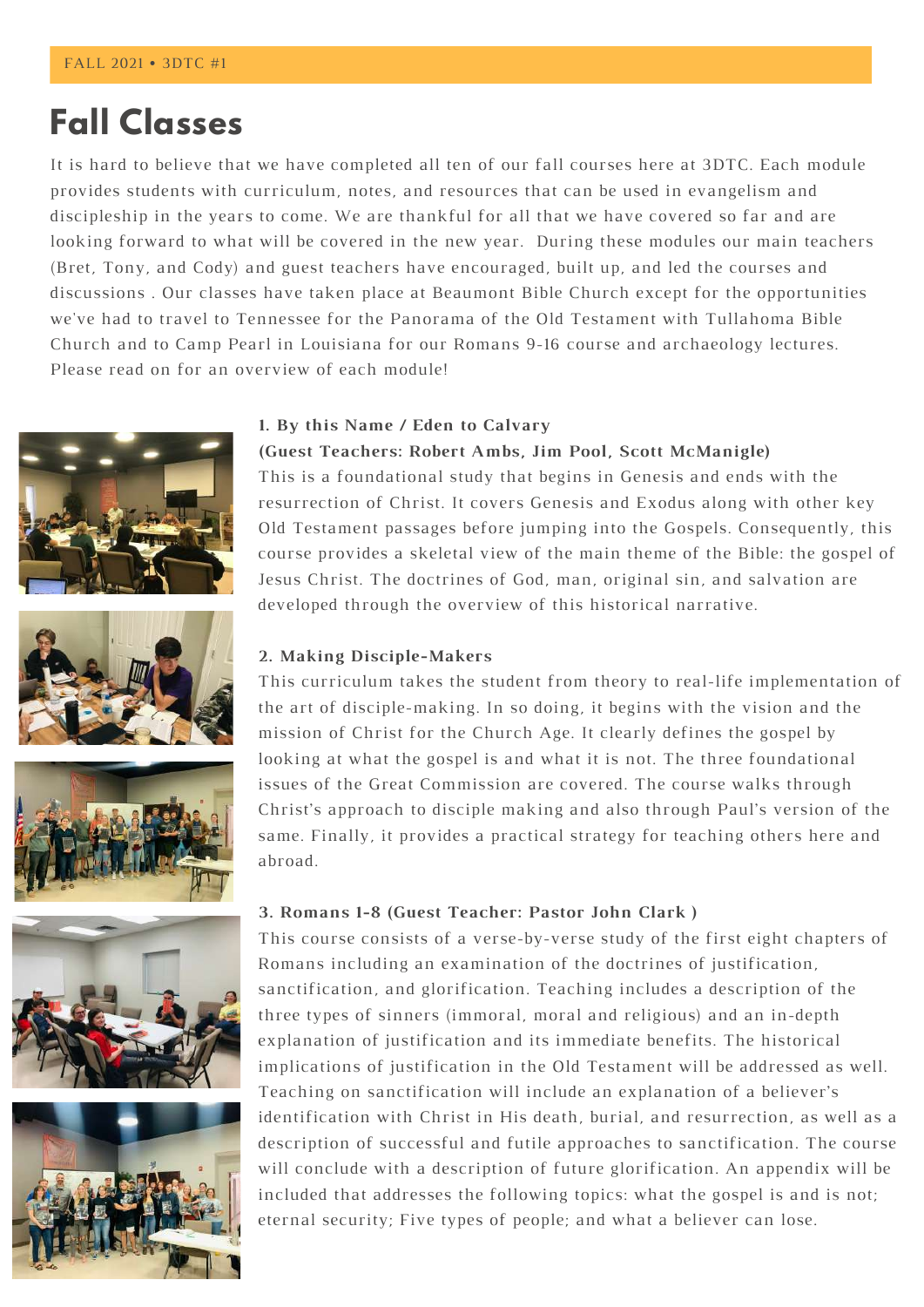FALL 2021 • 3DTC #1

# Fall Classes

It is hard to believe that we have completed all ten of our fall courses here at 3DTC. Each module provides students with curriculum, notes, and resources that can be used in evangelism and discipleship in the years to come. We are thankful for all that we have covered so far and are looking forward to what will be covered in the new year. During these modules our main teachers (Bret, Tony, and Cody) and guest teachers have encouraged, built up, and led the courses and discussions . Our classes have taken place at Beaumont Bible Church except for the opportunities we've had to travel to Tennessee for the Panorama of the Old Testament with Tullahoma Bible Church and to Camp Pearl in Louisiana for our Romans 9-16 course and archaeology lectures. Please read on for an overview of each module!

**1. By this Name / Eden to Calvary**
**(Guest Teachers: Robert Ambs, Jim Pool, Scott McManigle)**

This is a foundational study that begins in Genesis and ends with the resurrection of Christ. It covers Genesis and Exodus along with other key Old Testament passages before jumping into the Gospels. Consequently, this course provides a skeletal view of the main theme of the Bible: the gospel of Jesus Christ. The doctrines of God, man, original sin, and salvation are developed through the overview of this historical narrative.

**2. Making Disciple-Makers**

This curriculum takes the student from theory to real-life implementation of the art of disciple-making. In so doing, it begins with the vision and the mission of Christ for the Church Age. It clearly defines the gospel by looking at what the gospel is and what it is not. The three foundational issues of the Great Commission are covered. The course walks through Christ's approach to disciple making and also through Paul's version of the same. Finally, it provides a practical strategy for teaching others here and abroad.

**3. Romans 1-8 (Guest Teacher: Pastor John Clark )**

This course consists of a verse-by-verse study of the first eight chapters of Romans including an examination of the doctrines of justification, sanctification, and glorification. Teaching includes a description of the three types of sinners (immoral, moral and religious) and an in-depth explanation of justification and its immediate benefits. The historical implications of justification in the Old Testament will be addressed as well. Teaching on sanctification will include an explanation of a believer's identification with Christ in His death, burial, and resurrection, as well as a description of successful and futile approaches to sanctification. The course will conclude with a description of future glorification. An appendix will be included that addresses the following topics: what the gospel is and is not; eternal security; Five types of people; and what a believer can lose.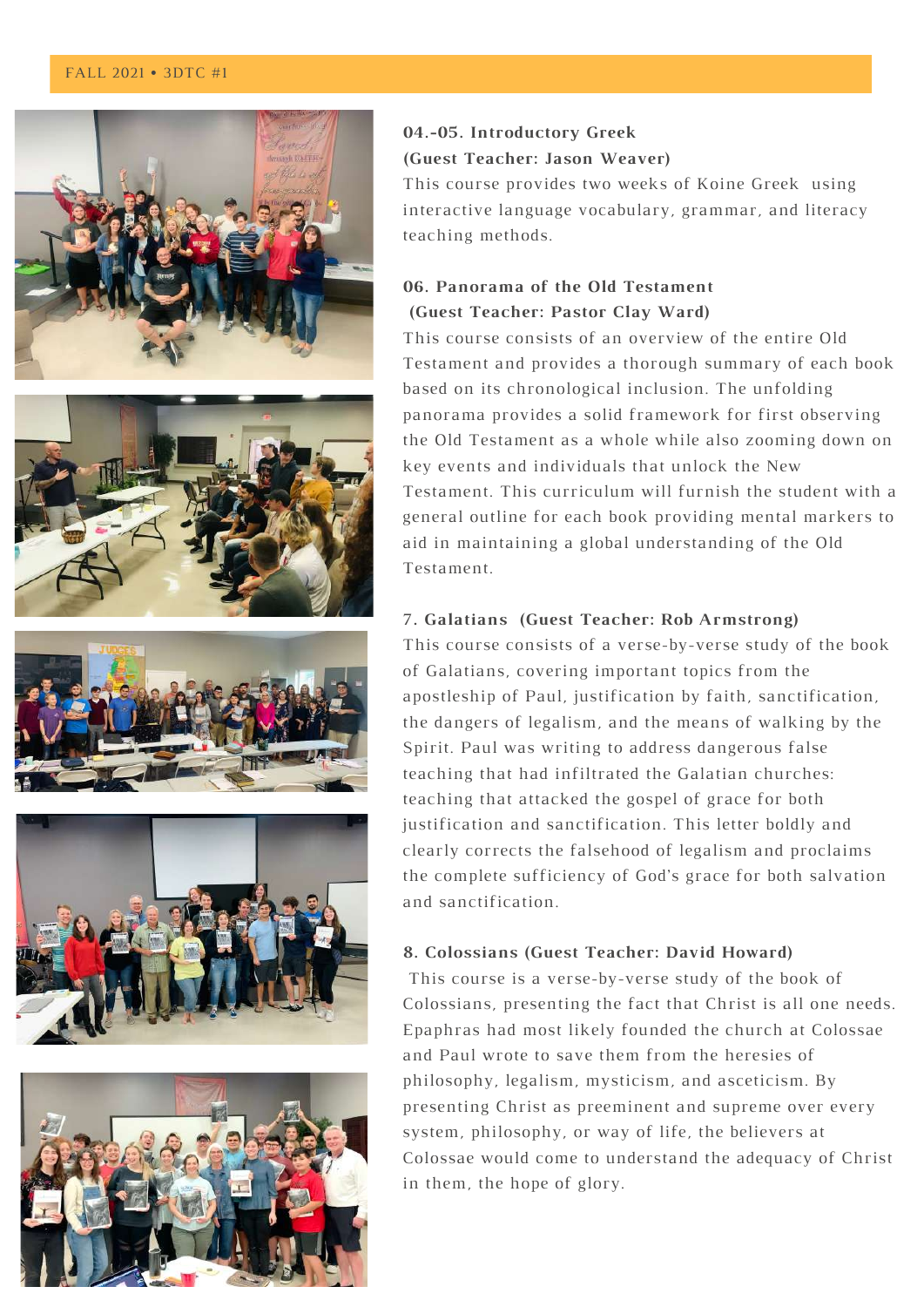### 04.-05. Introductory Greek
### (Guest Teacher: Jason Weaver)

This course provides two weeks of Koine Greek using interactive language vocabulary, grammar, and literacy teaching methods.

### 06. Panorama of the Old Testament
### (Guest Teacher: Pastor Clay Ward)

This course consists of an overview of the entire Old Testament and provides a thorough summary of each book based on its chronological inclusion. The unfolding panorama provides a solid framework for first observing the Old Testament as a whole while also zooming down on key events and individuals that unlock the New Testament. This curriculum will furnish the student with a general outline for each book providing mental markers to aid in maintaining a global understanding of the Old Testament.

### 7. Galatians (Guest Teacher: Rob Armstrong)

This course consists of a verse-by-verse study of the book of Galatians, covering important topics from the apostleship of Paul, justification by faith, sanctification, the dangers of legalism, and the means of walking by the Spirit. Paul was writing to address dangerous false teaching that had infiltrated the Galatian churches: teaching that attacked the gospel of grace for both justification and sanctification. This letter boldly and clearly corrects the falsehood of legalism and proclaims the complete sufficiency of God's grace for both salvation and sanctification.

### 8. Colossians (Guest Teacher: David Howard)

This course is a verse-by-verse study of the book of Colossians, presenting the fact that Christ is all one needs. Epaphras had most likely founded the church at Colossae and Paul wrote to save them from the heresies of philosophy, legalism, mysticism, and asceticism. By presenting Christ as preeminent and supreme over every system, philosophy, or way of life, the believers at Colossae would come to understand the adequacy of Christ in them, the hope of glory.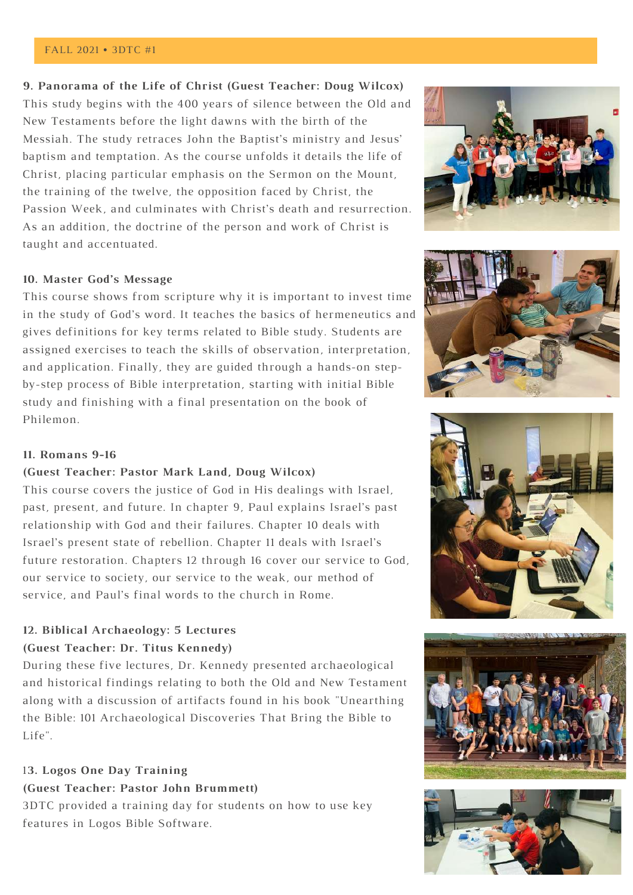### 9. Panorama of the Life of Christ (Guest Teacher: Doug Wilcox)

This study begins with the 400 years of silence between the Old and New Testaments before the light dawns with the birth of the Messiah. The study retraces John the Baptist's ministry and Jesus' baptism and temptation. As the course unfolds it details the life of Christ, placing particular emphasis on the Sermon on the Mount, the training of the twelve, the opposition faced by Christ, the Passion Week, and culminates with Christ's death and resurrection. As an addition, the doctrine of the person and work of Christ is taught and accentuated.

### 10. Master God's Message

This course shows from scripture why it is important to invest time in the study of God's word. It teaches the basics of hermeneutics and gives definitions for key terms related to Bible study. Students are assigned exercises to teach the skills of observation, interpretation, and application. Finally, they are guided through a hands-on step-by-step process of Bible interpretation, starting with initial Bible study and finishing with a final presentation on the book of Philemon.

### 11. Romans 9-16
### (Guest Teacher: Pastor Mark Land, Doug Wilcox)

This course covers the justice of God in His dealings with Israel, past, present, and future. In chapter 9, Paul explains Israel's past relationship with God and their failures. Chapter 10 deals with Israel's present state of rebellion. Chapter 11 deals with Israel's future restoration. Chapters 12 through 16 cover our service to God, our service to society, our service to the weak, our method of service, and Paul's final words to the church in Rome.

### 12. Biblical Archaeology: 5 Lectures
### (Guest Teacher: Dr. Titus Kennedy)

During these five lectures, Dr. Kennedy presented archaeological and historical findings relating to both the Old and New Testament along with a discussion of artifacts found in his book "Unearthing the Bible: 101 Archaeological Discoveries That Bring the Bible to Life".

### 13. Logos One Day Training
### (Guest Teacher: Pastor John Brummett)

3DTC provided a training day for students on how to use key features in Logos Bible Software.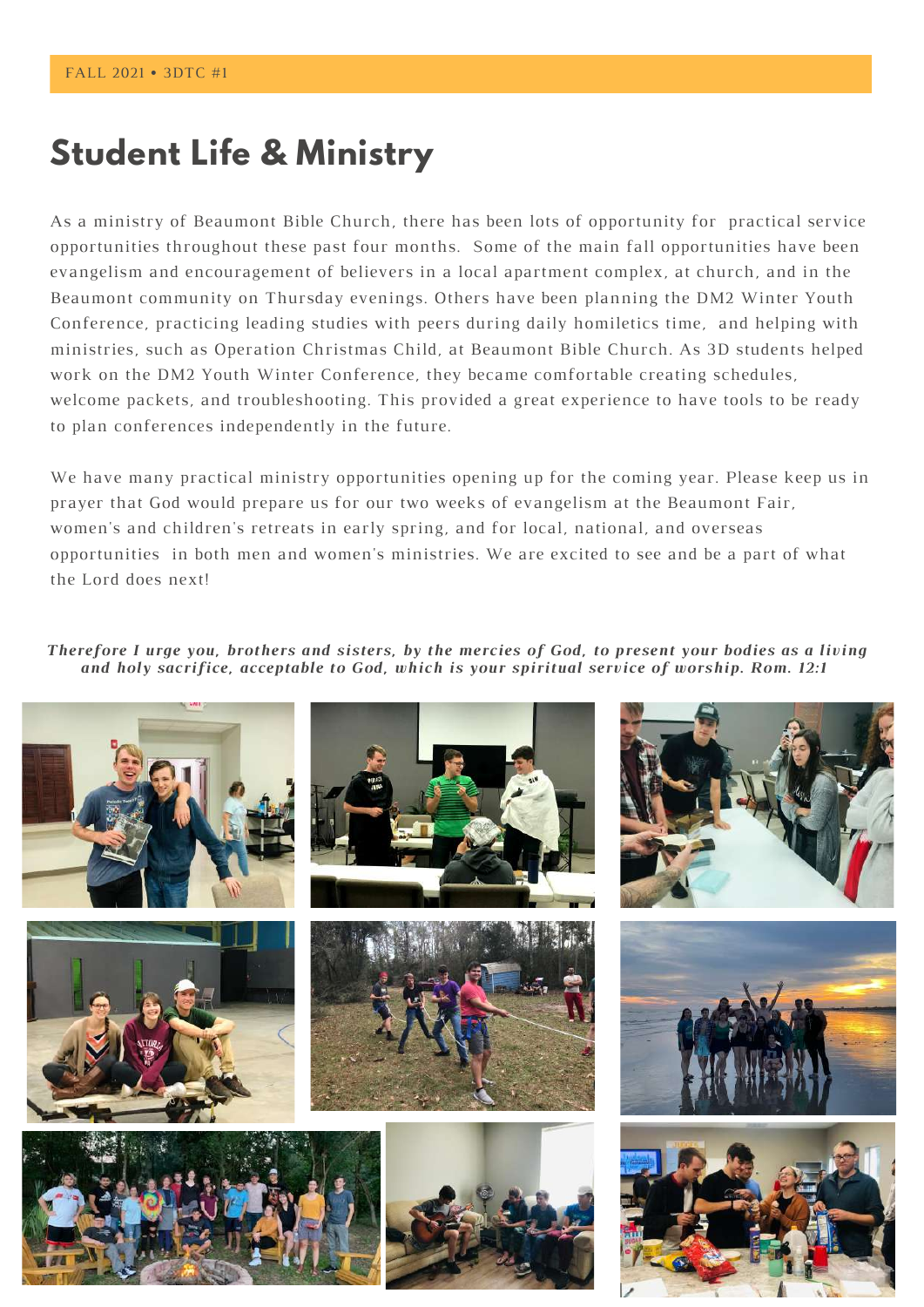FALL 2021 • 3DTC #1

# Student Life & Ministry

As a ministry of Beaumont Bible Church, there has been lots of opportunity for practical service opportunities throughout these past four months. Some of the main fall opportunities have been evangelism and encouragement of believers in a local apartment complex, at church, and in the Beaumont community on Thursday evenings. Others have been planning the DM2 Winter Youth Conference, practicing leading studies with peers during daily homiletics time, and helping with ministries, such as Operation Christmas Child, at Beaumont Bible Church. As 3D students helped work on the DM2 Youth Winter Conference, they became comfortable creating schedules, welcome packets, and troubleshooting. This provided a great experience to have tools to be ready to plan conferences independently in the future.

We have many practical ministry opportunities opening up for the coming year. Please keep us in prayer that God would prepare us for our two weeks of evangelism at the Beaumont Fair, women's and children's retreats in early spring, and for local, national, and overseas opportunities in both men and women's ministries. We are excited to see and be a part of what the Lord does next!

***Therefore I urge you, brothers and sisters, by the mercies of God, to present your bodies as a living and holy sacrifice, acceptable to God, which is your spiritual service of worship. Rom. 12:1***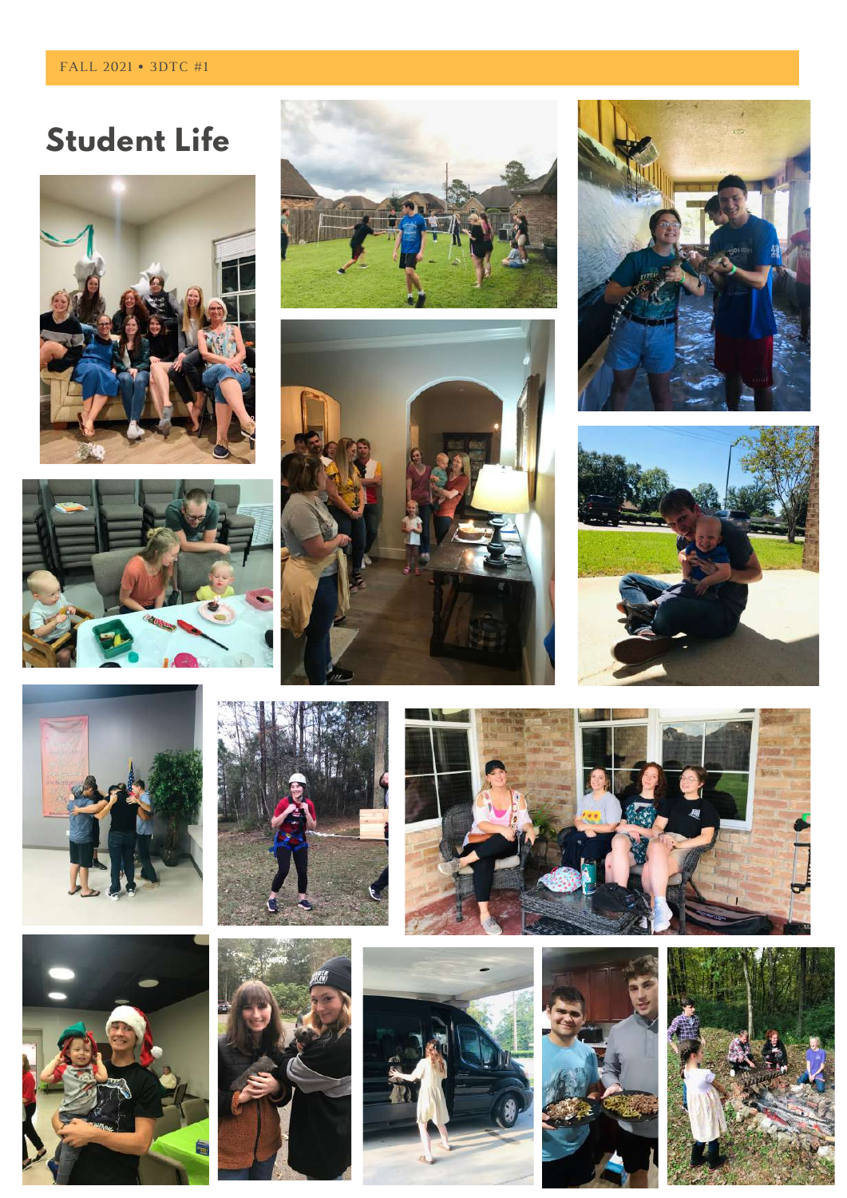# Student Life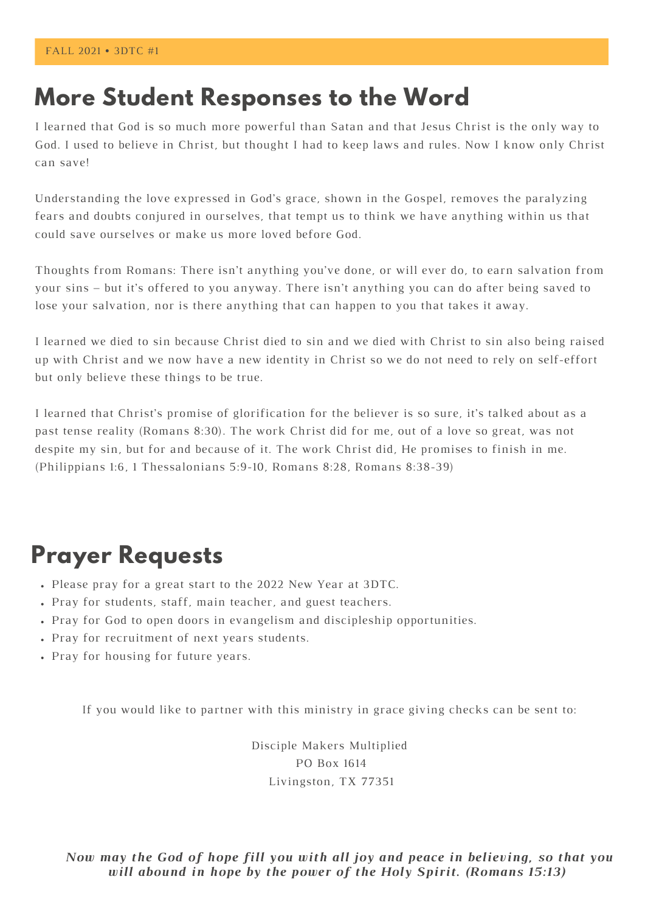FALL 2021 • 3DTC #1

# More Student Responses to the Word

I learned that God is so much more powerful than Satan and that Jesus Christ is the only way to God. I used to believe in Christ, but thought I had to keep laws and rules. Now I know only Christ can save!

Understanding the love expressed in God's grace, shown in the Gospel, removes the paralyzing fears and doubts conjured in ourselves, that tempt us to think we have anything within us that could save ourselves or make us more loved before God.

Thoughts from Romans: There isn't anything you've done, or will ever do, to earn salvation from your sins – but it's offered to you anyway. There isn't anything you can do after being saved to lose your salvation, nor is there anything that can happen to you that takes it away.

I learned we died to sin because Christ died to sin and we died with Christ to sin also being raised up with Christ and we now have a new identity in Christ so we do not need to rely on self-effort but only believe these things to be true.

I learned that Christ's promise of glorification for the believer is so sure, it's talked about as a past tense reality (Romans 8:30). The work Christ did for me, out of a love so great, was not despite my sin, but for and because of it. The work Christ did, He promises to finish in me. (Philippians 1:6, 1 Thessalonians 5:9-10, Romans 8:28, Romans 8:38-39)

# Prayer Requests

- Please pray for a great start to the 2022 New Year at 3DTC.
- Pray for students, staff, main teacher, and guest teachers.
- Pray for God to open doors in evangelism and discipleship opportunities.
- Pray for recruitment of next years students.
- Pray for housing for future years.

If you would like to partner with this ministry in grace giving checks can be sent to:

Disciple Makers Multiplied
PO Box 1614
Livingston, TX 77351

***Now may the God of hope fill you with all joy and peace in believing, so that you will abound in hope by the power of the Holy Spirit. (Romans 15:13)***